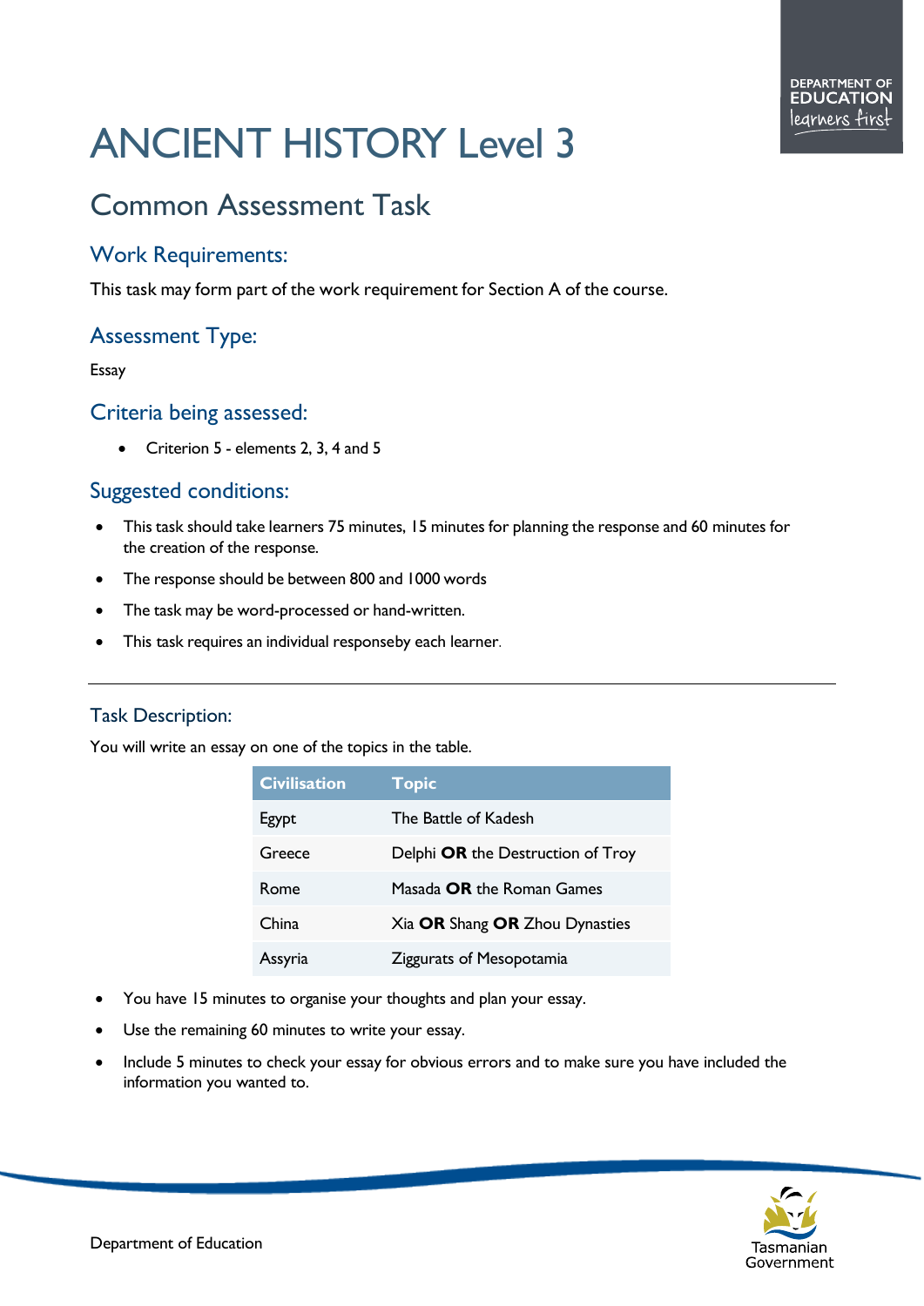# ANCIENT HISTORY Level 3

## Common Assessment Task

### Work Requirements:

This task may form part of the work requirement for Section A of the course.

### Assessment Type:

Essay

### Criteria being assessed:

- Criterion 5 - elements 2, 3, 4 and 5

### Suggested conditions:

- This task should take learners 75 minutes, 15 minutes for planning the response and 60 minutes for the creation of the response.
- The response should be between 800 and 1000 words
- The task may be word-processed or hand-written.
- This task requires an individual responseby each learner.

---

### Task Description:

You will write an essay on one of the topics in the table.

| Civilisation | Topic |
|---|---|
| Egypt | The Battle of Kadesh |
| Greece | Delphi **OR** the Destruction of Troy |
| Rome | Masada **OR** the Roman Games |
| China | Xia **OR** Shang **OR** Zhou Dynasties |
| Assyria | Ziggurats of Mesopotamia |

- You have 15 minutes to organise your thoughts and plan your essay.
- Use the remaining 60 minutes to write your essay.
- Include 5 minutes to check your essay for obvious errors and to make sure you have included the information you wanted to.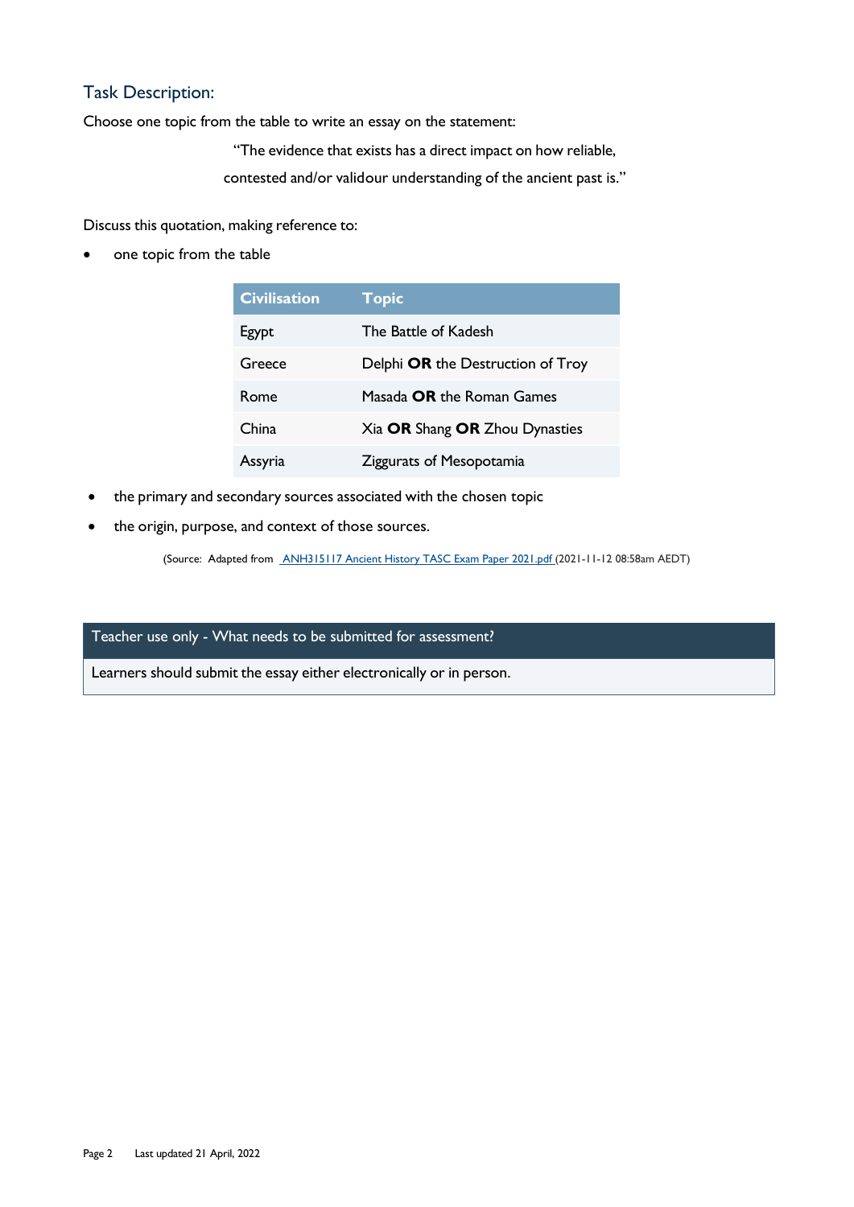## Task Description:

Choose one topic from the table to write an essay on the statement:

"The evidence that exists has a direct impact on how reliable, contested and/or validour understanding of the ancient past is."

Discuss this quotation, making reference to:

- one topic from the table

| Civilisation | Topic |
|---|---|
| Egypt | The Battle of Kadesh |
| Greece | Delphi **OR** the Destruction of Troy |
| Rome | Masada **OR** the Roman Games |
| China | Xia **OR** Shang **OR** Zhou Dynasties |
| Assyria | Ziggurats of Mesopotamia |

- the primary and secondary sources associated with the chosen topic
- the origin, purpose, and context of those sources.

(Source: Adapted from ANH315117 Ancient History TASC Exam Paper 2021.pdf (2021-11-12 08:58am AEDT)

| Teacher use only - What needs to be submitted for assessment? |
|---|
| Learners should submit the essay either electronically or in person. |

Last updated 21 April, 2022